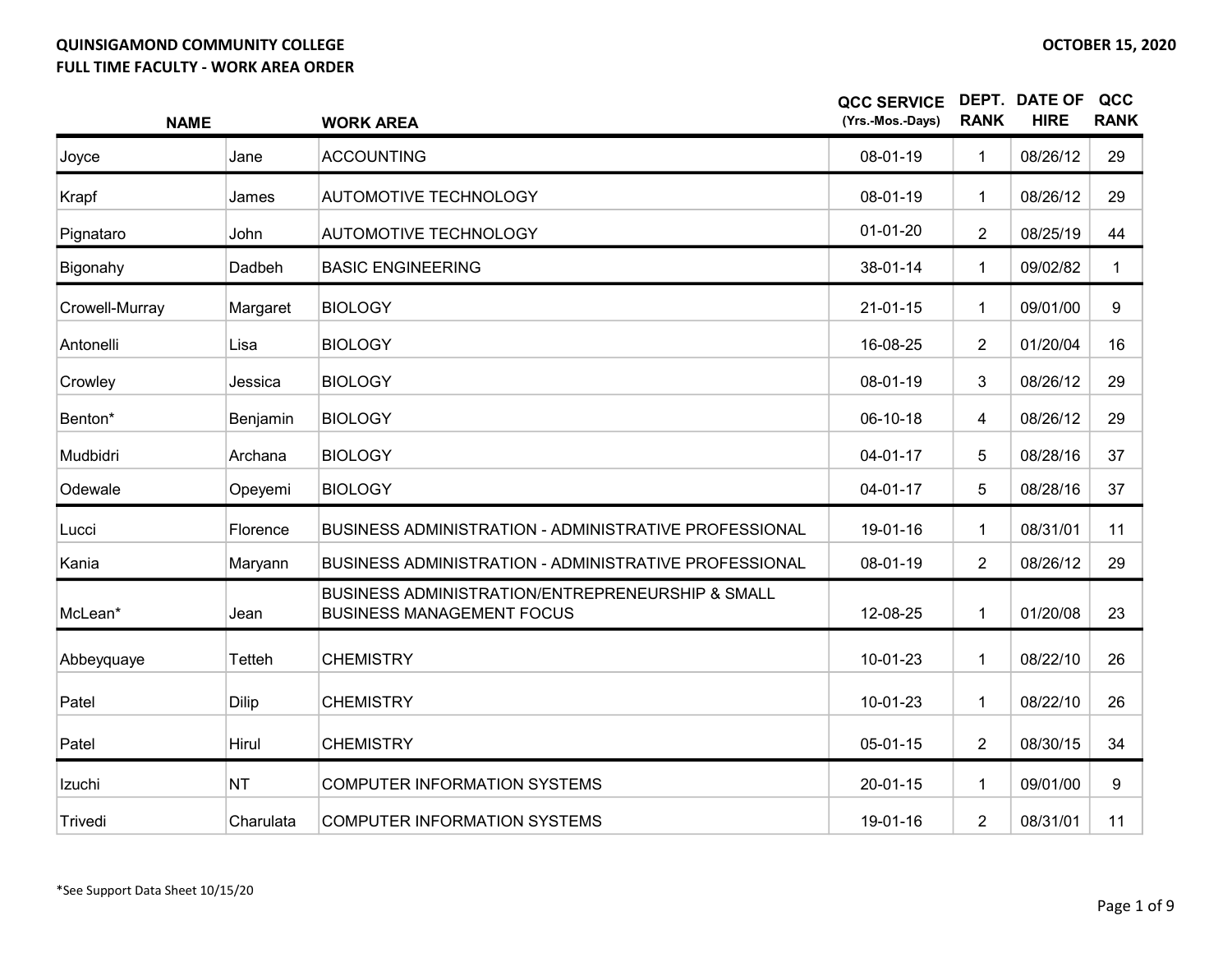**QUINSIGAMOND COMMUNITY COLLEGE**
**FULL TIME FACULTY - WORK AREA ORDER**

**OCTOBER 15, 2020**

| NAME | | WORK AREA | QCC SERVICE (Yrs.-Mos.-Days) | DEPT. RANK | DATE OF HIRE | QCC RANK |
|---|---|---|---|---|---|---|
| Joyce | Jane | ACCOUNTING | 08-01-19 | 1 | 08/26/12 | 29 |
| Krapf | James | AUTOMOTIVE TECHNOLOGY | 08-01-19 | 1 | 08/26/12 | 29 |
| Pignataro | John | AUTOMOTIVE TECHNOLOGY | 01-01-20 | 2 | 08/25/19 | 44 |
| Bigonahy | Dadbeh | BASIC ENGINEERING | 38-01-14 | 1 | 09/02/82 | 1 |
| Crowell-Murray | Margaret | BIOLOGY | 21-01-15 | 1 | 09/01/00 | 9 |
| Antonelli | Lisa | BIOLOGY | 16-08-25 | 2 | 01/20/04 | 16 |
| Crowley | Jessica | BIOLOGY | 08-01-19 | 3 | 08/26/12 | 29 |
| Benton* | Benjamin | BIOLOGY | 06-10-18 | 4 | 08/26/12 | 29 |
| Mudbidri | Archana | BIOLOGY | 04-01-17 | 5 | 08/28/16 | 37 |
| Odewale | Opeyemi | BIOLOGY | 04-01-17 | 5 | 08/28/16 | 37 |
| Lucci | Florence | BUSINESS ADMINISTRATION - ADMINISTRATIVE PROFESSIONAL | 19-01-16 | 1 | 08/31/01 | 11 |
| Kania | Maryann | BUSINESS ADMINISTRATION - ADMINISTRATIVE PROFESSIONAL | 08-01-19 | 2 | 08/26/12 | 29 |
| McLean* | Jean | BUSINESS ADMINISTRATION/ENTREPRENEURSHIP & SMALL BUSINESS MANAGEMENT FOCUS | 12-08-25 | 1 | 01/20/08 | 23 |
| Abbeyquaye | Tetteh | CHEMISTRY | 10-01-23 | 1 | 08/22/10 | 26 |
| Patel | Dilip | CHEMISTRY | 10-01-23 | 1 | 08/22/10 | 26 |
| Patel | Hirul | CHEMISTRY | 05-01-15 | 2 | 08/30/15 | 34 |
| Izuchi | NT | COMPUTER INFORMATION SYSTEMS | 20-01-15 | 1 | 09/01/00 | 9 |
| Trivedi | Charulata | COMPUTER INFORMATION SYSTEMS | 19-01-16 | 2 | 08/31/01 | 11 |

*See Support Data Sheet 10/15/20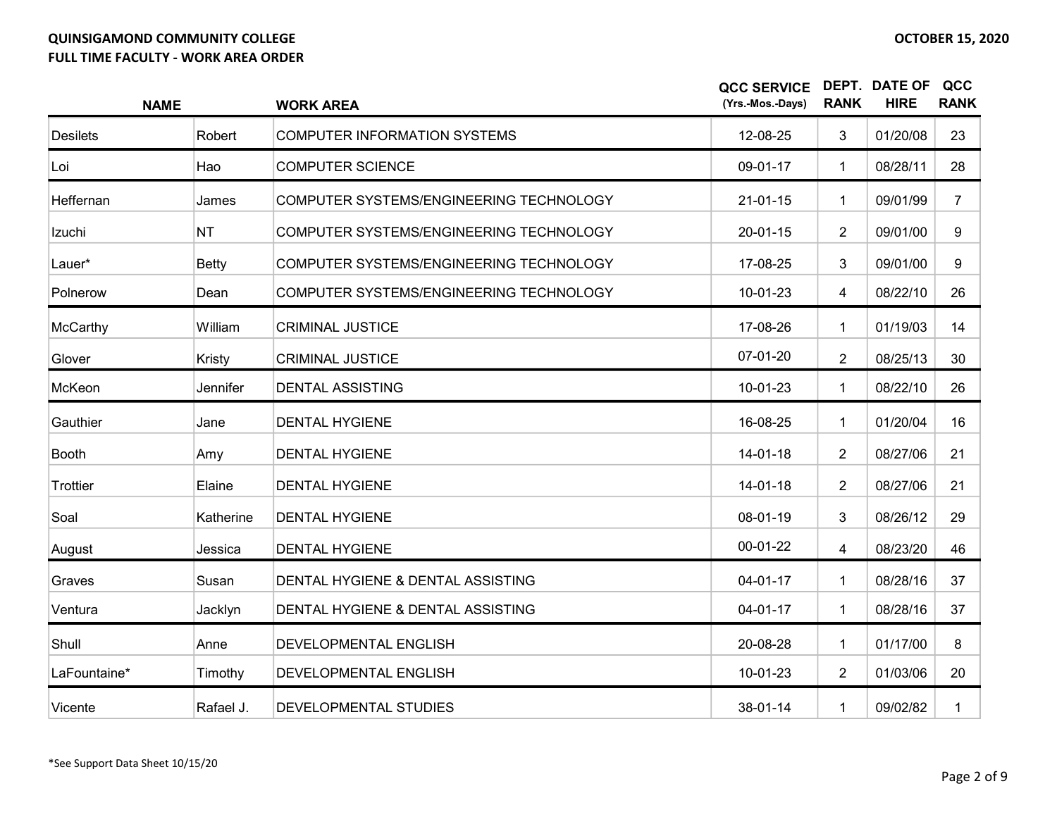**QUINSIGAMOND COMMUNITY COLLEGE**
**FULL TIME FACULTY - WORK AREA ORDER**

**OCTOBER 15, 2020**

| NAME | | WORK AREA | QCC SERVICE (Yrs.-Mos.-Days) | DEPT. RANK | DATE OF HIRE | QCC RANK |
|---|---|---|---|---|---|---|
| Desilets | Robert | COMPUTER INFORMATION SYSTEMS | 12-08-25 | 3 | 01/20/08 | 23 |
| Loi | Hao | COMPUTER SCIENCE | 09-01-17 | 1 | 08/28/11 | 28 |
| Heffernan | James | COMPUTER SYSTEMS/ENGINEERING TECHNOLOGY | 21-01-15 | 1 | 09/01/99 | 7 |
| Izuchi | NT | COMPUTER SYSTEMS/ENGINEERING TECHNOLOGY | 20-01-15 | 2 | 09/01/00 | 9 |
| Lauer* | Betty | COMPUTER SYSTEMS/ENGINEERING TECHNOLOGY | 17-08-25 | 3 | 09/01/00 | 9 |
| Polnerow | Dean | COMPUTER SYSTEMS/ENGINEERING TECHNOLOGY | 10-01-23 | 4 | 08/22/10 | 26 |
| McCarthy | William | CRIMINAL JUSTICE | 17-08-26 | 1 | 01/19/03 | 14 |
| Glover | Kristy | CRIMINAL JUSTICE | 07-01-20 | 2 | 08/25/13 | 30 |
| McKeon | Jennifer | DENTAL ASSISTING | 10-01-23 | 1 | 08/22/10 | 26 |
| Gauthier | Jane | DENTAL HYGIENE | 16-08-25 | 1 | 01/20/04 | 16 |
| Booth | Amy | DENTAL HYGIENE | 14-01-18 | 2 | 08/27/06 | 21 |
| Trottier | Elaine | DENTAL HYGIENE | 14-01-18 | 2 | 08/27/06 | 21 |
| Soal | Katherine | DENTAL HYGIENE | 08-01-19 | 3 | 08/26/12 | 29 |
| August | Jessica | DENTAL HYGIENE | 00-01-22 | 4 | 08/23/20 | 46 |
| Graves | Susan | DENTAL HYGIENE & DENTAL ASSISTING | 04-01-17 | 1 | 08/28/16 | 37 |
| Ventura | Jacklyn | DENTAL HYGIENE & DENTAL ASSISTING | 04-01-17 | 1 | 08/28/16 | 37 |
| Shull | Anne | DEVELOPMENTAL ENGLISH | 20-08-28 | 1 | 01/17/00 | 8 |
| LaFountaine* | Timothy | DEVELOPMENTAL ENGLISH | 10-01-23 | 2 | 01/03/06 | 20 |
| Vicente | Rafael J. | DEVELOPMENTAL STUDIES | 38-01-14 | 1 | 09/02/82 | 1 |

*See Support Data Sheet 10/15/20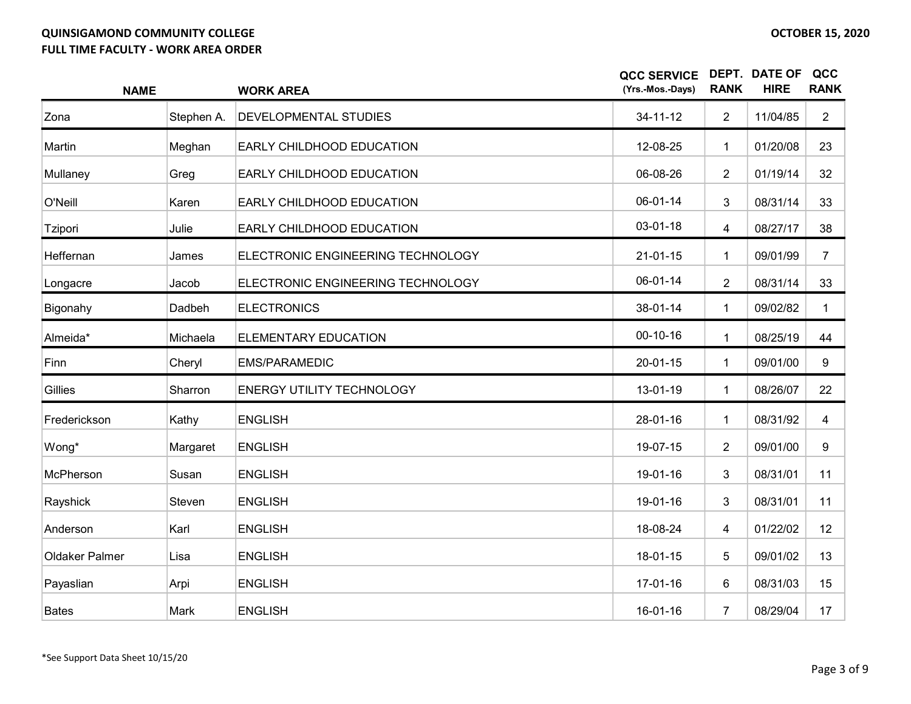**QUINSIGAMOND COMMUNITY COLLEGE**
**FULL TIME FACULTY - WORK AREA ORDER**

**OCTOBER 15, 2020**

| NAME | | WORK AREA | QCC SERVICE (Yrs.-Mos.-Days) | DEPT. RANK | DATE OF HIRE | QCC RANK |
|---|---|---|---|---|---|---|
| Zona | Stephen A. | DEVELOPMENTAL STUDIES | 34-11-12 | 2 | 11/04/85 | 2 |
| Martin | Meghan | EARLY CHILDHOOD EDUCATION | 12-08-25 | 1 | 01/20/08 | 23 |
| Mullaney | Greg | EARLY CHILDHOOD EDUCATION | 06-08-26 | 2 | 01/19/14 | 32 |
| O'Neill | Karen | EARLY CHILDHOOD EDUCATION | 06-01-14 | 3 | 08/31/14 | 33 |
| Tzipori | Julie | EARLY CHILDHOOD EDUCATION | 03-01-18 | 4 | 08/27/17 | 38 |
| Heffernan | James | ELECTRONIC ENGINEERING TECHNOLOGY | 21-01-15 | 1 | 09/01/99 | 7 |
| Longacre | Jacob | ELECTRONIC ENGINEERING TECHNOLOGY | 06-01-14 | 2 | 08/31/14 | 33 |
| Bigonahy | Dadbeh | ELECTRONICS | 38-01-14 | 1 | 09/02/82 | 1 |
| Almeida* | Michaela | ELEMENTARY EDUCATION | 00-10-16 | 1 | 08/25/19 | 44 |
| Finn | Cheryl | EMS/PARAMEDIC | 20-01-15 | 1 | 09/01/00 | 9 |
| Gillies | Sharron | ENERGY UTILITY TECHNOLOGY | 13-01-19 | 1 | 08/26/07 | 22 |
| Frederickson | Kathy | ENGLISH | 28-01-16 | 1 | 08/31/92 | 4 |
| Wong* | Margaret | ENGLISH | 19-07-15 | 2 | 09/01/00 | 9 |
| McPherson | Susan | ENGLISH | 19-01-16 | 3 | 08/31/01 | 11 |
| Rayshick | Steven | ENGLISH | 19-01-16 | 3 | 08/31/01 | 11 |
| Anderson | Karl | ENGLISH | 18-08-24 | 4 | 01/22/02 | 12 |
| Oldaker Palmer | Lisa | ENGLISH | 18-01-15 | 5 | 09/01/02 | 13 |
| Payaslian | Arpi | ENGLISH | 17-01-16 | 6 | 08/31/03 | 15 |
| Bates | Mark | ENGLISH | 16-01-16 | 7 | 08/29/04 | 17 |

*See Support Data Sheet 10/15/20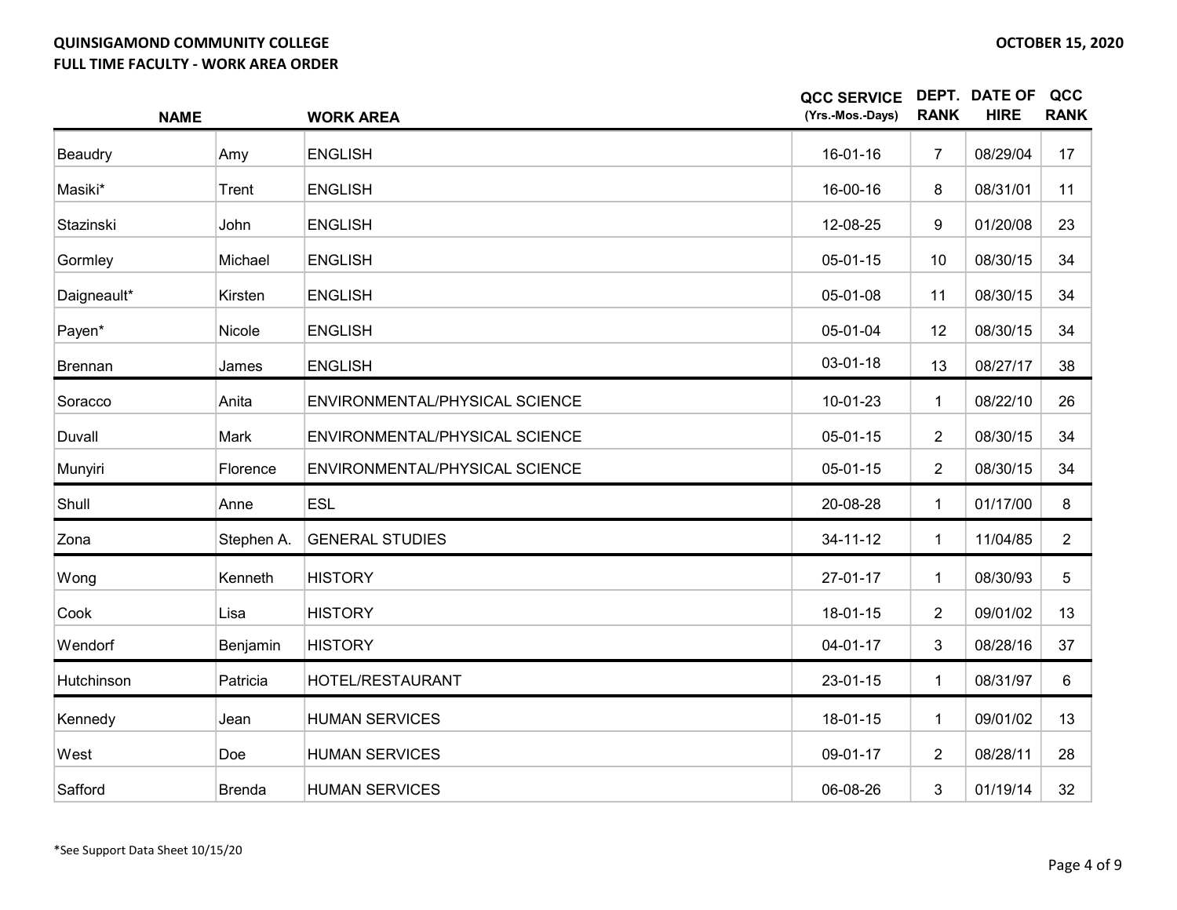**QUINSIGAMOND COMMUNITY COLLEGE**
**FULL TIME FACULTY - WORK AREA ORDER**

**OCTOBER 15, 2020**

| NAME | | WORK AREA | QCC SERVICE (Yrs.-Mos.-Days) | DEPT. RANK | DATE OF HIRE | QCC RANK |
|---|---|---|---|---|---|---|
| Beaudry | Amy | ENGLISH | 16-01-16 | 7 | 08/29/04 | 17 |
| Masiki* | Trent | ENGLISH | 16-00-16 | 8 | 08/31/01 | 11 |
| Stazinski | John | ENGLISH | 12-08-25 | 9 | 01/20/08 | 23 |
| Gormley | Michael | ENGLISH | 05-01-15 | 10 | 08/30/15 | 34 |
| Daigneault* | Kirsten | ENGLISH | 05-01-08 | 11 | 08/30/15 | 34 |
| Payen* | Nicole | ENGLISH | 05-01-04 | 12 | 08/30/15 | 34 |
| Brennan | James | ENGLISH | 03-01-18 | 13 | 08/27/17 | 38 |
| Soracco | Anita | ENVIRONMENTAL/PHYSICAL SCIENCE | 10-01-23 | 1 | 08/22/10 | 26 |
| Duvall | Mark | ENVIRONMENTAL/PHYSICAL SCIENCE | 05-01-15 | 2 | 08/30/15 | 34 |
| Munyiri | Florence | ENVIRONMENTAL/PHYSICAL SCIENCE | 05-01-15 | 2 | 08/30/15 | 34 |
| Shull | Anne | ESL | 20-08-28 | 1 | 01/17/00 | 8 |
| Zona | Stephen A. | GENERAL STUDIES | 34-11-12 | 1 | 11/04/85 | 2 |
| Wong | Kenneth | HISTORY | 27-01-17 | 1 | 08/30/93 | 5 |
| Cook | Lisa | HISTORY | 18-01-15 | 2 | 09/01/02 | 13 |
| Wendorf | Benjamin | HISTORY | 04-01-17 | 3 | 08/28/16 | 37 |
| Hutchinson | Patricia | HOTEL/RESTAURANT | 23-01-15 | 1 | 08/31/97 | 6 |
| Kennedy | Jean | HUMAN SERVICES | 18-01-15 | 1 | 09/01/02 | 13 |
| West | Doe | HUMAN SERVICES | 09-01-17 | 2 | 08/28/11 | 28 |
| Safford | Brenda | HUMAN SERVICES | 06-08-26 | 3 | 01/19/14 | 32 |

*See Support Data Sheet 10/15/20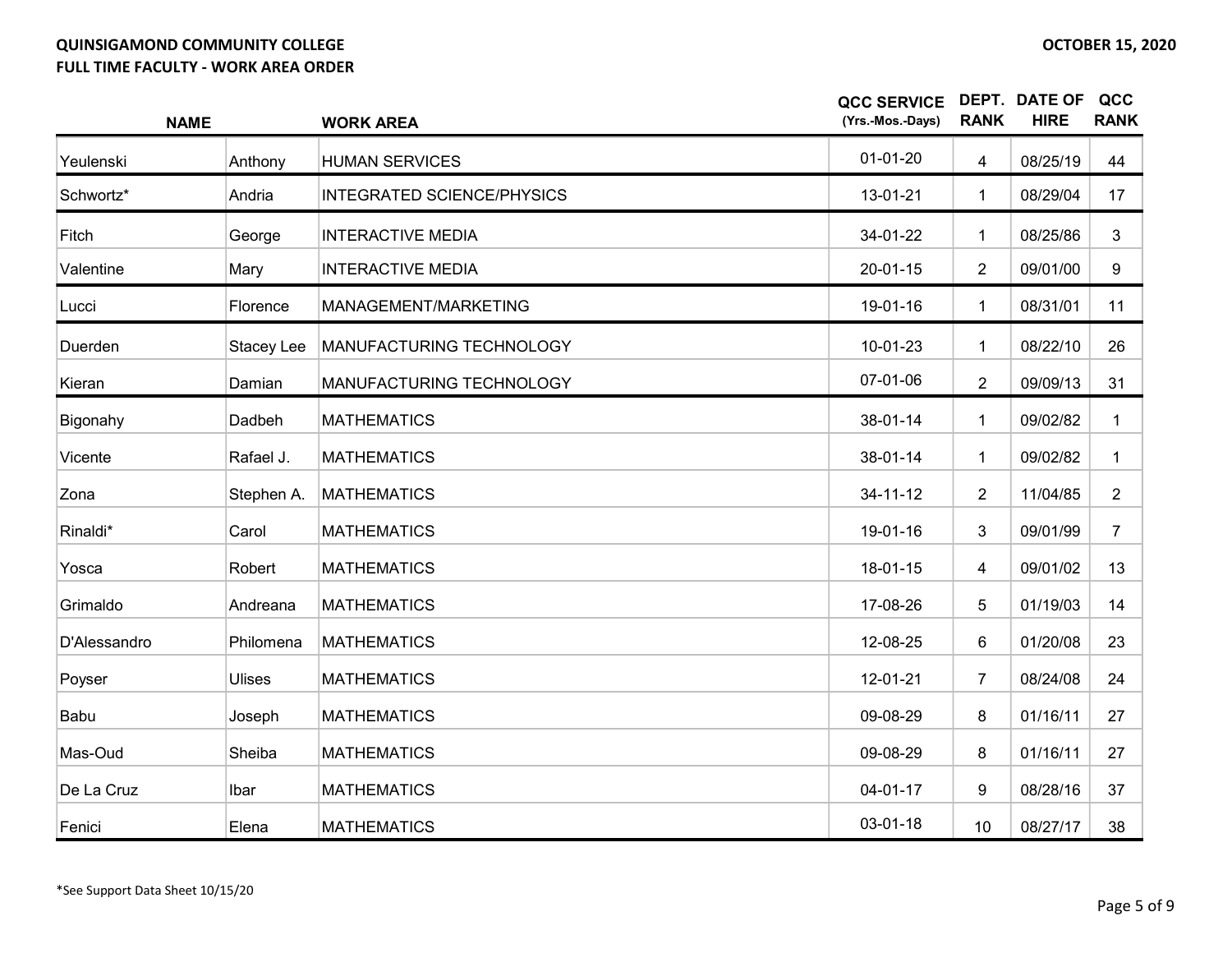**QUINSIGAMOND COMMUNITY COLLEGE**
**FULL TIME FACULTY - WORK AREA ORDER**

**OCTOBER 15, 2020**

| NAME | | WORK AREA | QCC SERVICE (Yrs.-Mos.-Days) | DEPT. RANK | DATE OF HIRE | QCC RANK |
|---|---|---|---|---|---|---|
| Yeulenski | Anthony | HUMAN SERVICES | 01-01-20 | 4 | 08/25/19 | 44 |
| Schwortz* | Andria | INTEGRATED SCIENCE/PHYSICS | 13-01-21 | 1 | 08/29/04 | 17 |
| Fitch | George | INTERACTIVE MEDIA | 34-01-22 | 1 | 08/25/86 | 3 |
| Valentine | Mary | INTERACTIVE MEDIA | 20-01-15 | 2 | 09/01/00 | 9 |
| Lucci | Florence | MANAGEMENT/MARKETING | 19-01-16 | 1 | 08/31/01 | 11 |
| Duerden | Stacey Lee | MANUFACTURING TECHNOLOGY | 10-01-23 | 1 | 08/22/10 | 26 |
| Kieran | Damian | MANUFACTURING TECHNOLOGY | 07-01-06 | 2 | 09/09/13 | 31 |
| Bigonahy | Dadbeh | MATHEMATICS | 38-01-14 | 1 | 09/02/82 | 1 |
| Vicente | Rafael J. | MATHEMATICS | 38-01-14 | 1 | 09/02/82 | 1 |
| Zona | Stephen A. | MATHEMATICS | 34-11-12 | 2 | 11/04/85 | 2 |
| Rinaldi* | Carol | MATHEMATICS | 19-01-16 | 3 | 09/01/99 | 7 |
| Yosca | Robert | MATHEMATICS | 18-01-15 | 4 | 09/01/02 | 13 |
| Grimaldo | Andreana | MATHEMATICS | 17-08-26 | 5 | 01/19/03 | 14 |
| D'Alessandro | Philomena | MATHEMATICS | 12-08-25 | 6 | 01/20/08 | 23 |
| Poyser | Ulises | MATHEMATICS | 12-01-21 | 7 | 08/24/08 | 24 |
| Babu | Joseph | MATHEMATICS | 09-08-29 | 8 | 01/16/11 | 27 |
| Mas-Oud | Sheiba | MATHEMATICS | 09-08-29 | 8 | 01/16/11 | 27 |
| De La Cruz | Ibar | MATHEMATICS | 04-01-17 | 9 | 08/28/16 | 37 |
| Fenici | Elena | MATHEMATICS | 03-01-18 | 10 | 08/27/17 | 38 |

*See Support Data Sheet 10/15/20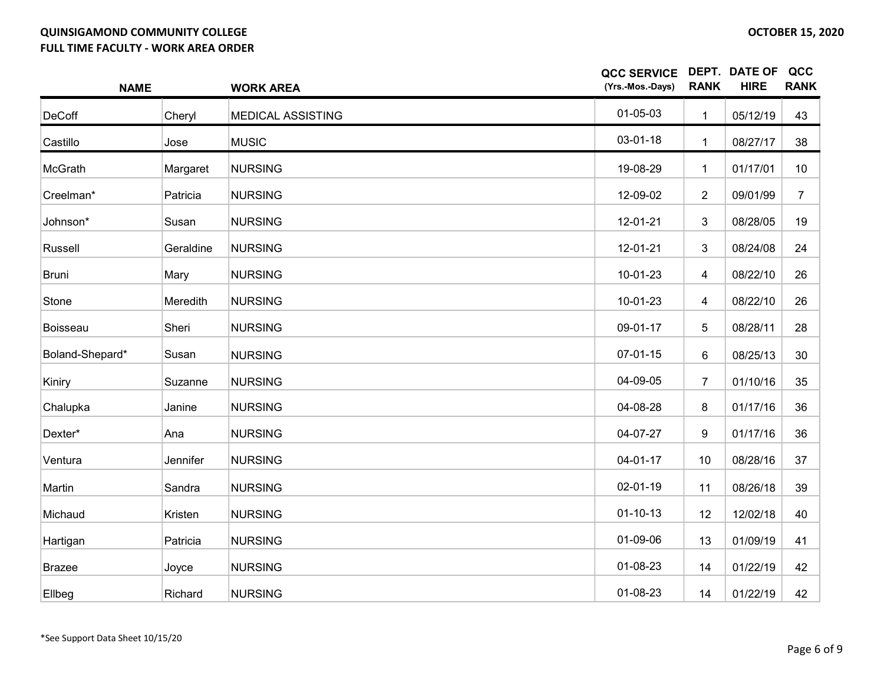**QUINSIGAMOND COMMUNITY COLLEGE**
**FULL TIME FACULTY - WORK AREA ORDER**

**OCTOBER 15, 2020**

| NAME | | WORK AREA | QCC SERVICE (Yrs.-Mos.-Days) | DEPT. RANK | DATE OF HIRE | QCC RANK |
|---|---|---|---|---|---|---|
| DeCoff | Cheryl | MEDICAL ASSISTING | 01-05-03 | 1 | 05/12/19 | 43 |
| Castillo | Jose | MUSIC | 03-01-18 | 1 | 08/27/17 | 38 |
| McGrath | Margaret | NURSING | 19-08-29 | 1 | 01/17/01 | 10 |
| Creelman* | Patricia | NURSING | 12-09-02 | 2 | 09/01/99 | 7 |
| Johnson* | Susan | NURSING | 12-01-21 | 3 | 08/28/05 | 19 |
| Russell | Geraldine | NURSING | 12-01-21 | 3 | 08/24/08 | 24 |
| Bruni | Mary | NURSING | 10-01-23 | 4 | 08/22/10 | 26 |
| Stone | Meredith | NURSING | 10-01-23 | 4 | 08/22/10 | 26 |
| Boisseau | Sheri | NURSING | 09-01-17 | 5 | 08/28/11 | 28 |
| Boland-Shepard* | Susan | NURSING | 07-01-15 | 6 | 08/25/13 | 30 |
| Kiniry | Suzanne | NURSING | 04-09-05 | 7 | 01/10/16 | 35 |
| Chalupka | Janine | NURSING | 04-08-28 | 8 | 01/17/16 | 36 |
| Dexter* | Ana | NURSING | 04-07-27 | 9 | 01/17/16 | 36 |
| Ventura | Jennifer | NURSING | 04-01-17 | 10 | 08/28/16 | 37 |
| Martin | Sandra | NURSING | 02-01-19 | 11 | 08/26/18 | 39 |
| Michaud | Kristen | NURSING | 01-10-13 | 12 | 12/02/18 | 40 |
| Hartigan | Patricia | NURSING | 01-09-06 | 13 | 01/09/19 | 41 |
| Brazee | Joyce | NURSING | 01-08-23 | 14 | 01/22/19 | 42 |
| Ellbeg | Richard | NURSING | 01-08-23 | 14 | 01/22/19 | 42 |

*See Support Data Sheet 10/15/20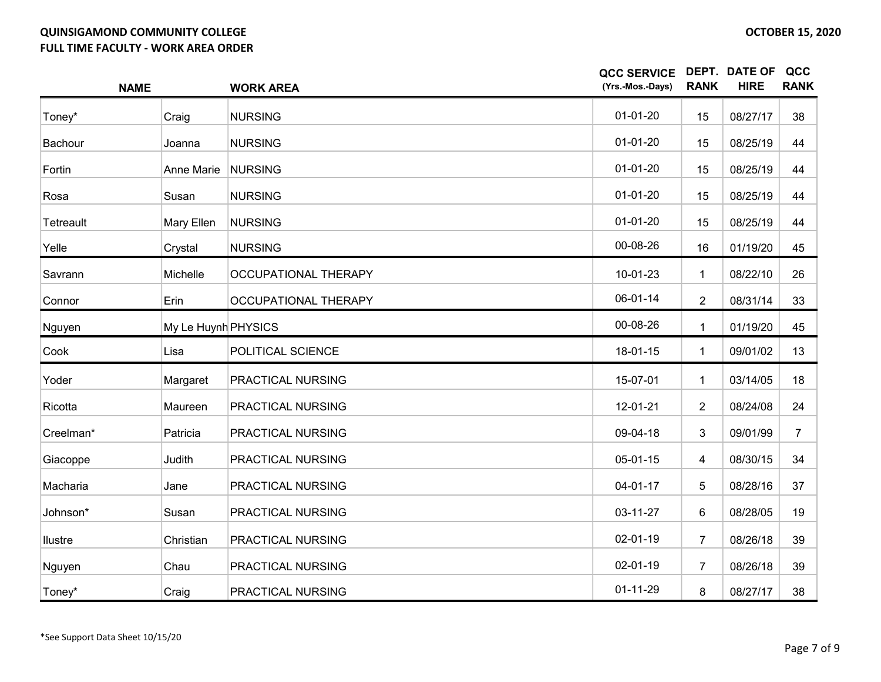**QUINSIGAMOND COMMUNITY COLLEGE**
**FULL TIME FACULTY - WORK AREA ORDER**

**OCTOBER 15, 2020**

| NAME | | WORK AREA | QCC SERVICE (Yrs.-Mos.-Days) | DEPT. RANK | DATE OF HIRE | QCC RANK |
|---|---|---|---|---|---|---|
| Toney* | Craig | NURSING | 01-01-20 | 15 | 08/27/17 | 38 |
| Bachour | Joanna | NURSING | 01-01-20 | 15 | 08/25/19 | 44 |
| Fortin | Anne Marie | NURSING | 01-01-20 | 15 | 08/25/19 | 44 |
| Rosa | Susan | NURSING | 01-01-20 | 15 | 08/25/19 | 44 |
| Tetreault | Mary Ellen | NURSING | 01-01-20 | 15 | 08/25/19 | 44 |
| Yelle | Crystal | NURSING | 00-08-26 | 16 | 01/19/20 | 45 |
| Savrann | Michelle | OCCUPATIONAL THERAPY | 10-01-23 | 1 | 08/22/10 | 26 |
| Connor | Erin | OCCUPATIONAL THERAPY | 06-01-14 | 2 | 08/31/14 | 33 |
| Nguyen | My Le Huynh | PHYSICS | 00-08-26 | 1 | 01/19/20 | 45 |
| Cook | Lisa | POLITICAL SCIENCE | 18-01-15 | 1 | 09/01/02 | 13 |
| Yoder | Margaret | PRACTICAL NURSING | 15-07-01 | 1 | 03/14/05 | 18 |
| Ricotta | Maureen | PRACTICAL NURSING | 12-01-21 | 2 | 08/24/08 | 24 |
| Creelman* | Patricia | PRACTICAL NURSING | 09-04-18 | 3 | 09/01/99 | 7 |
| Giacoppe | Judith | PRACTICAL NURSING | 05-01-15 | 4 | 08/30/15 | 34 |
| Macharia | Jane | PRACTICAL NURSING | 04-01-17 | 5 | 08/28/16 | 37 |
| Johnson* | Susan | PRACTICAL NURSING | 03-11-27 | 6 | 08/28/05 | 19 |
| Ilustre | Christian | PRACTICAL NURSING | 02-01-19 | 7 | 08/26/18 | 39 |
| Nguyen | Chau | PRACTICAL NURSING | 02-01-19 | 7 | 08/26/18 | 39 |
| Toney* | Craig | PRACTICAL NURSING | 01-11-29 | 8 | 08/27/17 | 38 |

*See Support Data Sheet 10/15/20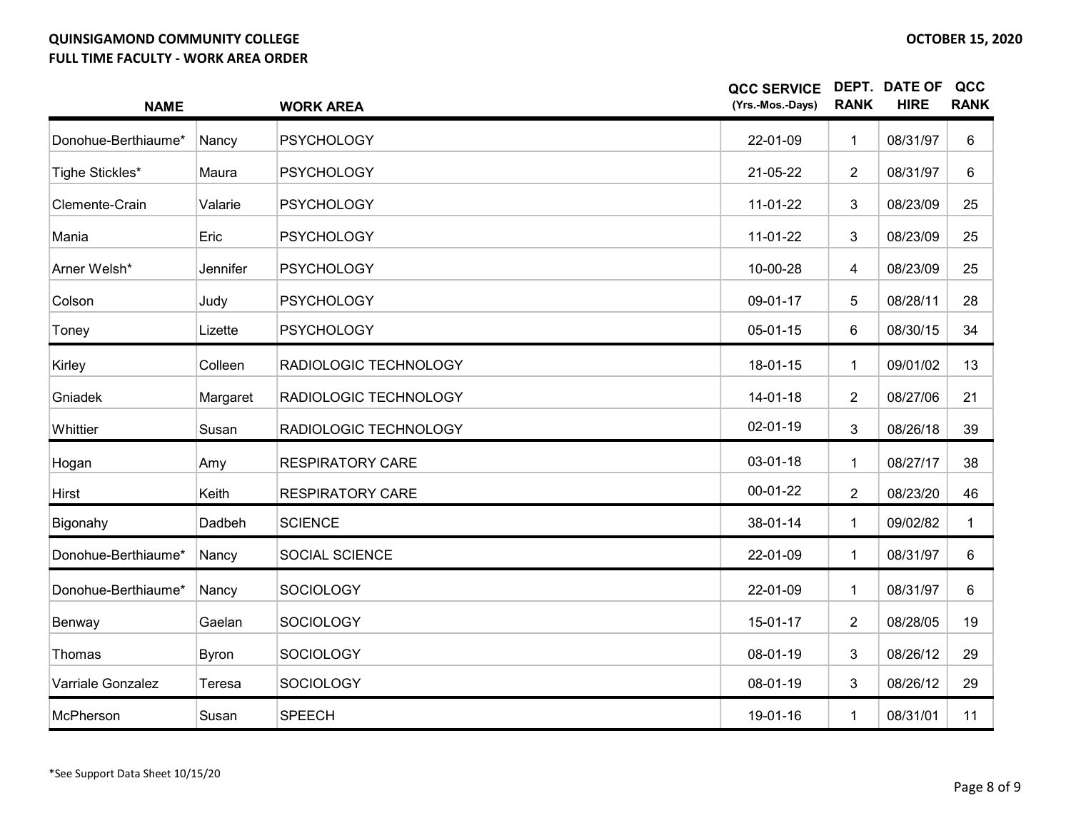**QUINSIGAMOND COMMUNITY COLLEGE**
**FULL TIME FACULTY - WORK AREA ORDER**

**OCTOBER 15, 2020**

| NAME | | WORK AREA | QCC SERVICE (Yrs.-Mos.-Days) | DEPT. RANK | DATE OF HIRE | QCC RANK |
|---|---|---|---|---|---|---|
| Donohue-Berthiaume* | Nancy | PSYCHOLOGY | 22-01-09 | 1 | 08/31/97 | 6 |
| Tighe Stickles* | Maura | PSYCHOLOGY | 21-05-22 | 2 | 08/31/97 | 6 |
| Clemente-Crain | Valarie | PSYCHOLOGY | 11-01-22 | 3 | 08/23/09 | 25 |
| Mania | Eric | PSYCHOLOGY | 11-01-22 | 3 | 08/23/09 | 25 |
| Arner Welsh* | Jennifer | PSYCHOLOGY | 10-00-28 | 4 | 08/23/09 | 25 |
| Colson | Judy | PSYCHOLOGY | 09-01-17 | 5 | 08/28/11 | 28 |
| Toney | Lizette | PSYCHOLOGY | 05-01-15 | 6 | 08/30/15 | 34 |
| Kirley | Colleen | RADIOLOGIC TECHNOLOGY | 18-01-15 | 1 | 09/01/02 | 13 |
| Gniadek | Margaret | RADIOLOGIC TECHNOLOGY | 14-01-18 | 2 | 08/27/06 | 21 |
| Whittier | Susan | RADIOLOGIC TECHNOLOGY | 02-01-19 | 3 | 08/26/18 | 39 |
| Hogan | Amy | RESPIRATORY CARE | 03-01-18 | 1 | 08/27/17 | 38 |
| Hirst | Keith | RESPIRATORY CARE | 00-01-22 | 2 | 08/23/20 | 46 |
| Bigonahy | Dadbeh | SCIENCE | 38-01-14 | 1 | 09/02/82 | 1 |
| Donohue-Berthiaume* | Nancy | SOCIAL SCIENCE | 22-01-09 | 1 | 08/31/97 | 6 |
| Donohue-Berthiaume* | Nancy | SOCIOLOGY | 22-01-09 | 1 | 08/31/97 | 6 |
| Benway | Gaelan | SOCIOLOGY | 15-01-17 | 2 | 08/28/05 | 19 |
| Thomas | Byron | SOCIOLOGY | 08-01-19 | 3 | 08/26/12 | 29 |
| Varriale Gonzalez | Teresa | SOCIOLOGY | 08-01-19 | 3 | 08/26/12 | 29 |
| McPherson | Susan | SPEECH | 19-01-16 | 1 | 08/31/01 | 11 |

*See Support Data Sheet 10/15/20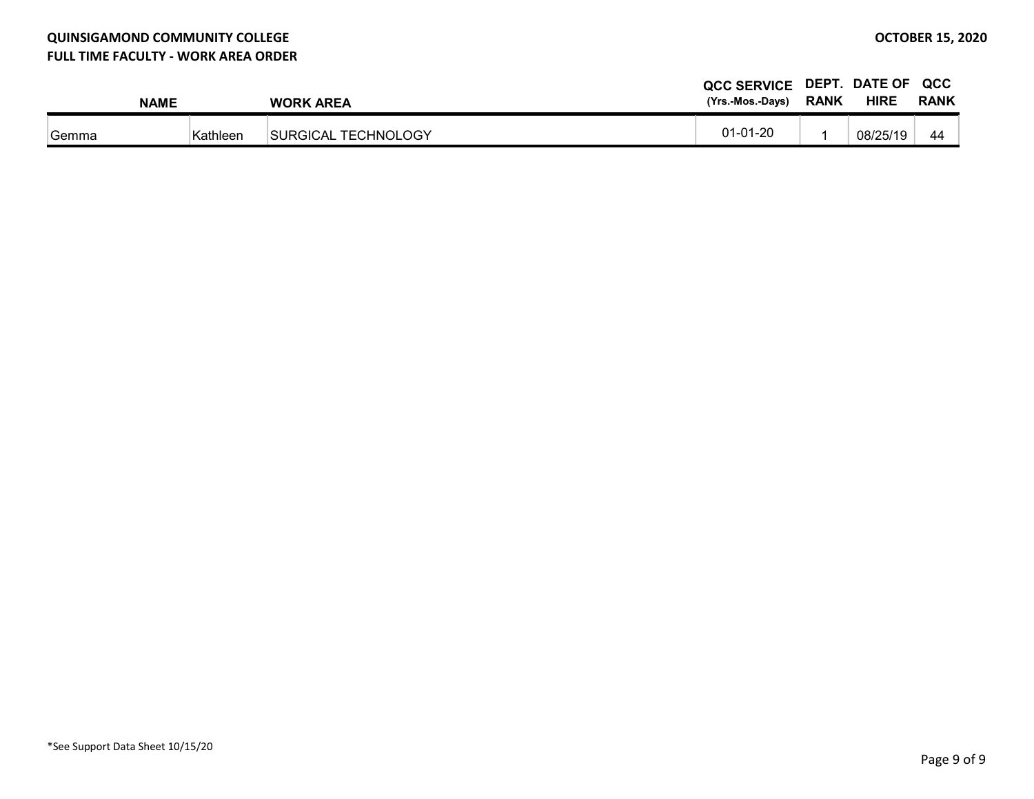QUINSIGAMOND COMMUNITY COLLEGE
FULL TIME FACULTY - WORK AREA ORDER

OCTOBER 15, 2020

| NAME | | WORK AREA | QCC SERVICE (Yrs.-Mos.-Days) | DEPT. RANK | DATE OF HIRE | QCC RANK |
|---|---|---|---|---|---|---|
| Gemma | Kathleen | SURGICAL TECHNOLOGY | 01-01-20 | 1 | 08/25/19 | 44 |

*See Support Data Sheet 10/15/20